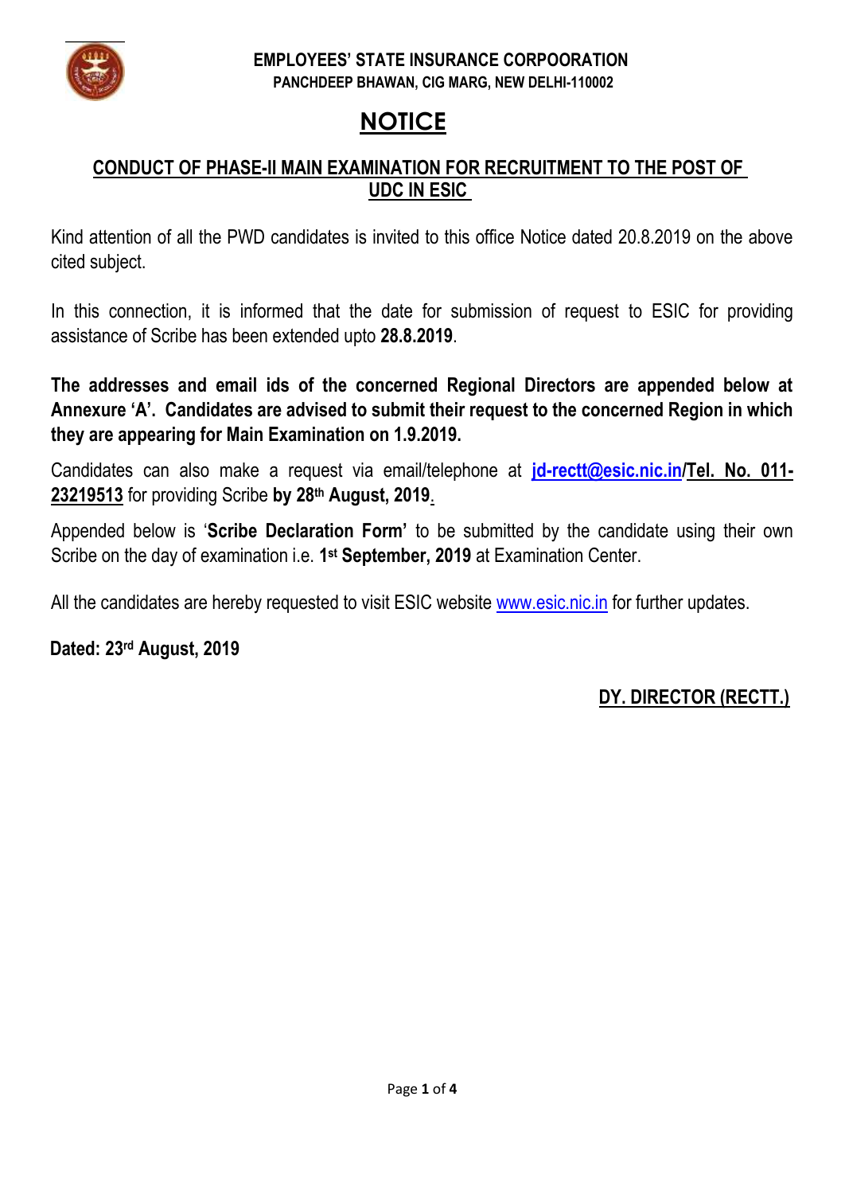**EMPLOYEES' STATE INSURANCE CORPOORATION**
**PANCHDEEP BHAWAN, CIG MARG, NEW DELHI-110002**

# NOTICE

## CONDUCT OF PHASE-II MAIN EXAMINATION FOR RECRUITMENT TO THE POST OF UDC IN ESIC

Kind attention of all the PWD candidates is invited to this office Notice dated 20.8.2019 on the above cited subject.

In this connection, it is informed that the date for submission of request to ESIC for providing assistance of Scribe has been extended upto **28.8.2019**.

**The addresses and email ids of the concerned Regional Directors are appended below at Annexure 'A'. Candidates are advised to submit their request to the concerned Region in which they are appearing for Main Examination on 1.9.2019.**

Candidates can also make a request via email/telephone at **jd-rectt@esic.nic.in/Tel. No. 011-23219513** for providing Scribe **by 28th August, 2019**.

Appended below is '**Scribe Declaration Form'** to be submitted by the candidate using their own Scribe on the day of examination i.e. **1st September, 2019** at Examination Center.

All the candidates are hereby requested to visit ESIC website www.esic.nic.in for further updates.

**Dated: 23rd August, 2019**

**DY. DIRECTOR (RECTT.)**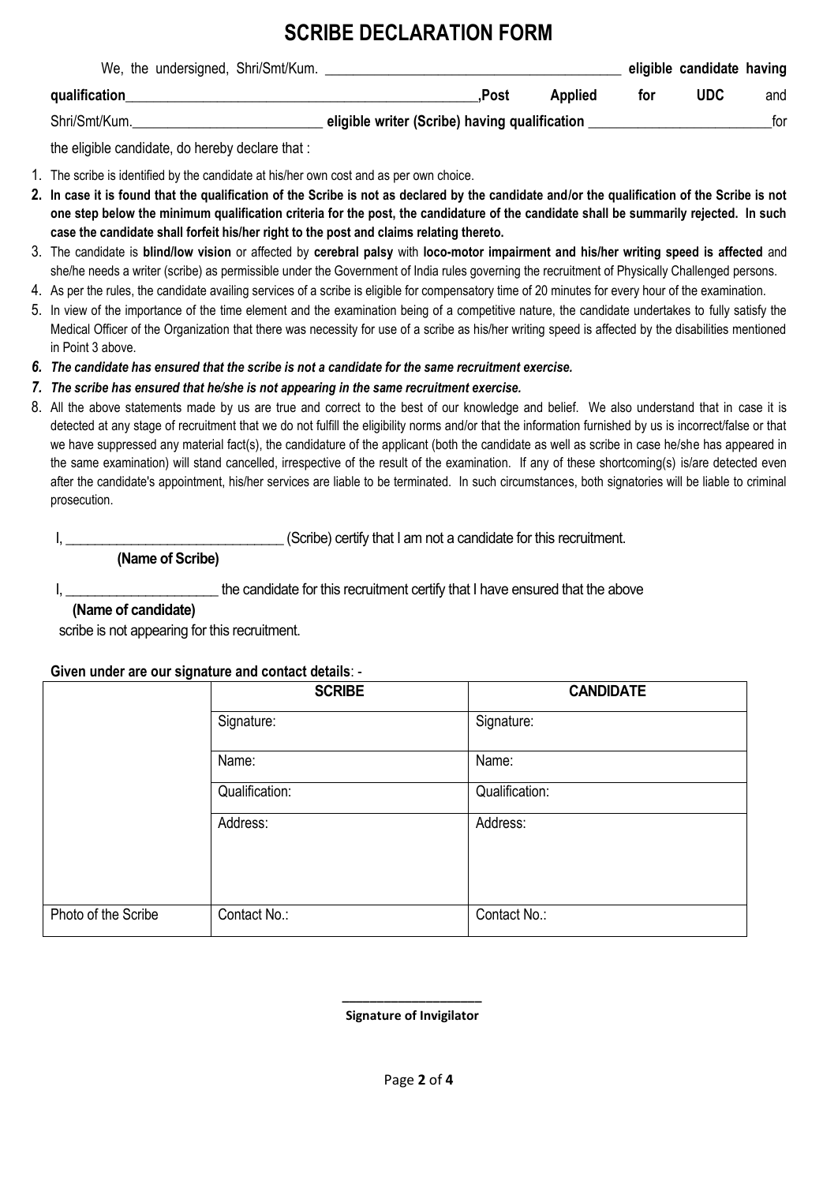# SCRIBE DECLARATION FORM

We, the undersigned, Shri/Smt/Kum. ________________________________________ **eligible candidate having qualification**________________________________________________**,Post Applied for UDC** and Shri/Smt/Kum.__________________________ **eligible writer (Scribe) having qualification** _________________________for the eligible candidate, do hereby declare that :

1. The scribe is identified by the candidate at his/her own cost and as per own choice.
2. **In case it is found that the qualification of the Scribe is not as declared by the candidate and/or the qualification of the Scribe is not one step below the minimum qualification criteria for the post, the candidature of the candidate shall be summarily rejected. In such case the candidate shall forfeit his/her right to the post and claims relating thereto.**
3. The candidate is **blind/low vision** or affected by **cerebral palsy** with **loco-motor impairment and his/her writing speed is affected** and she/he needs a writer (scribe) as permissible under the Government of India rules governing the recruitment of Physically Challenged persons.
4. As per the rules, the candidate availing services of a scribe is eligible for compensatory time of 20 minutes for every hour of the examination.
5. In view of the importance of the time element and the examination being of a competitive nature, the candidate undertakes to fully satisfy the Medical Officer of the Organization that there was necessity for use of a scribe as his/her writing speed is affected by the disabilities mentioned in Point 3 above.
6. ***The candidate has ensured that the scribe is not a candidate for the same recruitment exercise.***
7. ***The scribe has ensured that he/she is not appearing in the same recruitment exercise.***
8. All the above statements made by us are true and correct to the best of our knowledge and belief. We also understand that in case it is detected at any stage of recruitment that we do not fulfill the eligibility norms and/or that the information furnished by us is incorrect/false or that we have suppressed any material fact(s), the candidature of the applicant (both the candidate as well as scribe in case he/she has appeared in the same examination) will stand cancelled, irrespective of the result of the examination. If any of these shortcoming(s) is/are detected even after the candidate's appointment, his/her services are liable to be terminated. In such circumstances, both signatories will be liable to criminal prosecution.

I, _______________________________ (Scribe) certify that I am not a candidate for this recruitment.
**(Name of Scribe)**

I, _____________________ the candidate for this recruitment certify that I have ensured that the above
**(Name of candidate)**
scribe is not appearing for this recruitment.

**Given under are our signature and contact details**: -

| | **SCRIBE** | **CANDIDATE** |
|---|---|---|
| | Signature: | Signature: |
| | Name: | Name: |
| | Qualification: | Qualification: |
| | Address: | Address: |
| Photo of the Scribe | Contact No.: | Contact No.: |

____________________
**Signature of Invigilator**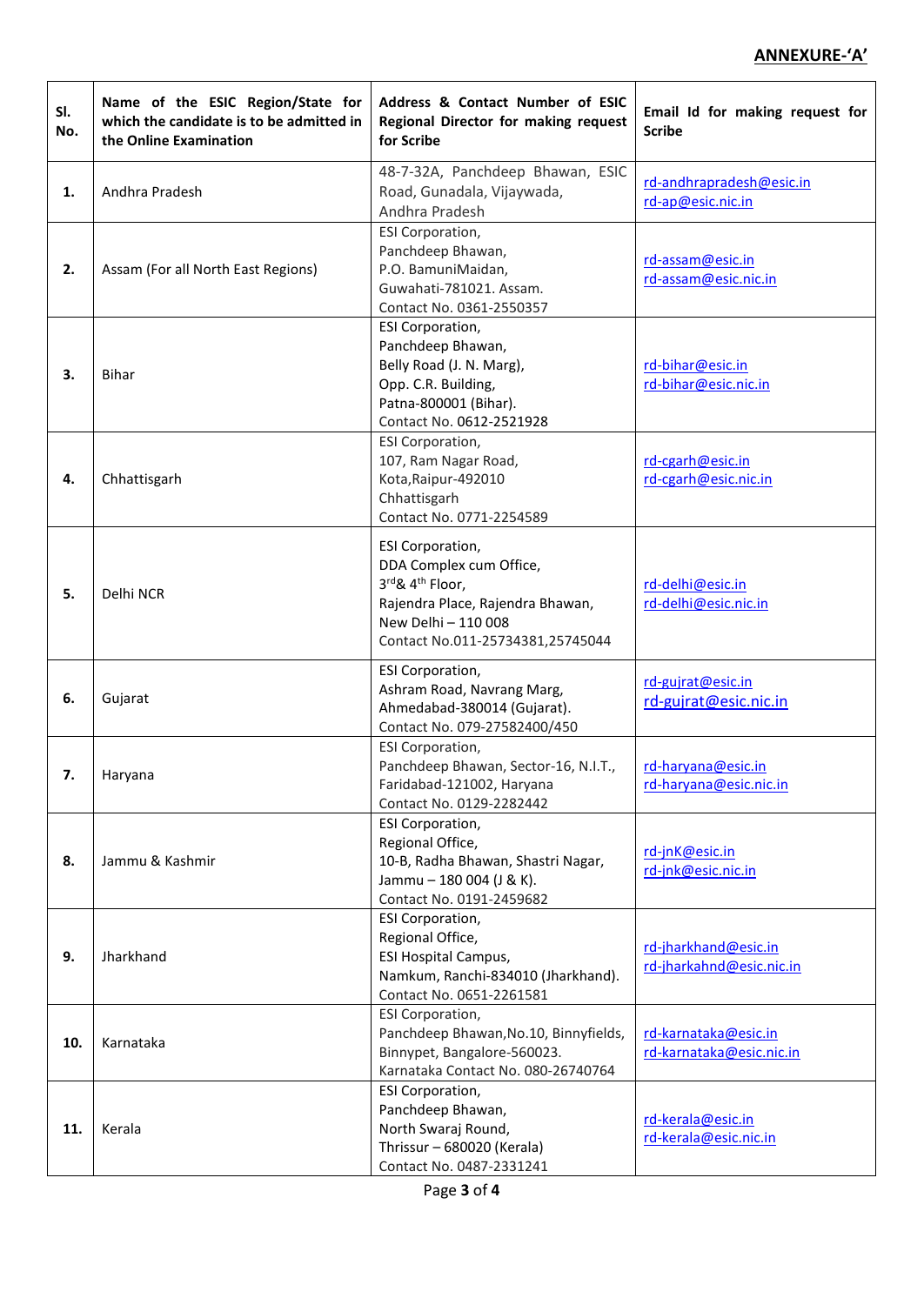**ANNEXURE-'A'**

| Sl. No. | Name of the ESIC Region/State for which the candidate is to be admitted in the Online Examination | Address & Contact Number of ESIC Regional Director for making request for Scribe | Email Id for making request for Scribe |
|---|---|---|---|
| **1.** | Andhra Pradesh | 48-7-32A, Panchdeep Bhawan, ESIC Road, Gunadala, Vijaywada, Andhra Pradesh | rd-andhrapradesh@esic.in<br>rd-ap@esic.nic.in |
| **2.** | Assam (For all North East Regions) | ESI Corporation,<br>Panchdeep Bhawan,<br>P.O. BamuniMaidan,<br>Guwahati-781021. Assam.<br>Contact No. 0361-2550357 | rd-assam@esic.in<br>rd-assam@esic.nic.in |
| **3.** | Bihar | ESI Corporation,<br>Panchdeep Bhawan,<br>Belly Road (J. N. Marg),<br>Opp. C.R. Building,<br>Patna-800001 (Bihar).<br>Contact No. 0612-2521928 | rd-bihar@esic.in<br>rd-bihar@esic.nic.in |
| **4.** | Chhattisgarh | ESI Corporation,<br>107, Ram Nagar Road,<br>Kota,Raipur-492010<br>Chhattisgarh<br>Contact No. 0771-2254589 | rd-cgarh@esic.in<br>rd-cgarh@esic.nic.in |
| **5.** | Delhi NCR | ESI Corporation,<br>DDA Complex cum Office,<br>3rd& 4th Floor,<br>Rajendra Place, Rajendra Bhawan,<br>New Delhi – 110 008<br>Contact No.011-25734381,25745044 | rd-delhi@esic.in<br>rd-delhi@esic.nic.in |
| **6.** | Gujarat | ESI Corporation,<br>Ashram Road, Navrang Marg,<br>Ahmedabad-380014 (Gujarat).<br>Contact No. 079-27582400/450 | rd-gujrat@esic.in<br>rd-gujrat@esic.nic.in |
| **7.** | Haryana | ESI Corporation,<br>Panchdeep Bhawan, Sector-16, N.I.T.,<br>Faridabad-121002, Haryana<br>Contact No. 0129-2282442 | rd-haryana@esic.in<br>rd-haryana@esic.nic.in |
| **8.** | Jammu & Kashmir | ESI Corporation,<br>Regional Office,<br>10-B, Radha Bhawan, Shastri Nagar,<br>Jammu – 180 004 (J & K).<br>Contact No. 0191-2459682 | rd-jnK@esic.in<br>rd-jnk@esic.nic.in |
| **9.** | Jharkhand | ESI Corporation,<br>Regional Office,<br>ESI Hospital Campus,<br>Namkum, Ranchi-834010 (Jharkhand).<br>Contact No. 0651-2261581 | rd-jharkhand@esic.in<br>rd-jharkahnd@esic.nic.in |
| **10.** | Karnataka | ESI Corporation,<br>Panchdeep Bhawan,No.10, Binnyfields,<br>Binnypet, Bangalore-560023.<br>Karnataka Contact No. 080-26740764 | rd-karnataka@esic.in<br>rd-karnataka@esic.nic.in |
| **11.** | Kerala | ESI Corporation,<br>Panchdeep Bhawan,<br>North Swaraj Round,<br>Thrissur – 680020 (Kerala)<br>Contact No. 0487-2331241 | rd-kerala@esic.in<br>rd-kerala@esic.nic.in |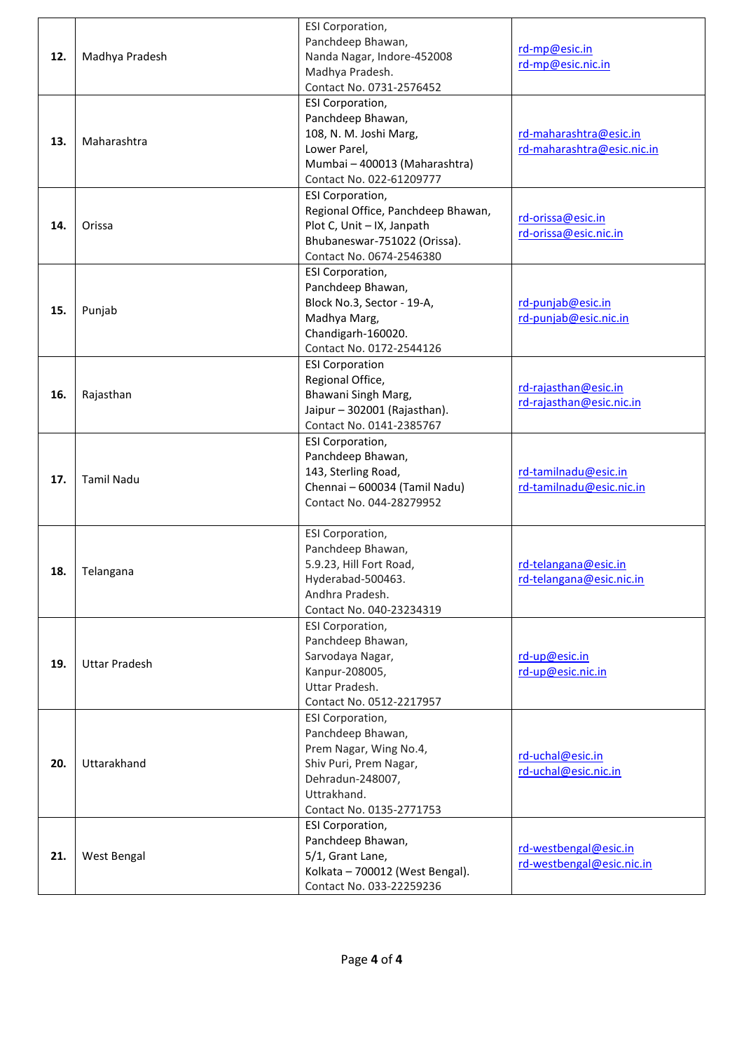| | | | |
|---|---|---|---|
| **12.** | Madhya Pradesh | ESI Corporation,<br>Panchdeep Bhawan,<br>Nanda Nagar, Indore-452008<br>Madhya Pradesh.<br>Contact No. 0731-2576452 | rd-mp@esic.in<br>rd-mp@esic.nic.in |
| **13.** | Maharashtra | ESI Corporation,<br>Panchdeep Bhawan,<br>108, N. M. Joshi Marg,<br>Lower Parel,<br>Mumbai – 400013 (Maharashtra)<br>Contact No. 022-61209777 | rd-maharashtra@esic.in<br>rd-maharashtra@esic.nic.in |
| **14.** | Orissa | ESI Corporation,<br>Regional Office, Panchdeep Bhawan,<br>Plot C, Unit – IX, Janpath<br>Bhubaneswar-751022 (Orissa).<br>Contact No. 0674-2546380 | rd-orissa@esic.in<br>rd-orissa@esic.nic.in |
| **15.** | Punjab | ESI Corporation,<br>Panchdeep Bhawan,<br>Block No.3, Sector - 19-A,<br>Madhya Marg,<br>Chandigarh-160020.<br>Contact No. 0172-2544126 | rd-punjab@esic.in<br>rd-punjab@esic.nic.in |
| **16.** | Rajasthan | ESI Corporation<br>Regional Office,<br>Bhawani Singh Marg,<br>Jaipur – 302001 (Rajasthan).<br>Contact No. 0141-2385767 | rd-rajasthan@esic.in<br>rd-rajasthan@esic.nic.in |
| **17.** | Tamil Nadu | ESI Corporation,<br>Panchdeep Bhawan,<br>143, Sterling Road,<br>Chennai – 600034 (Tamil Nadu)<br>Contact No. 044-28279952 | rd-tamilnadu@esic.in<br>rd-tamilnadu@esic.nic.in |
| **18.** | Telangana | ESI Corporation,<br>Panchdeep Bhawan,<br>5.9.23, Hill Fort Road,<br>Hyderabad-500463.<br>Andhra Pradesh.<br>Contact No. 040-23234319 | rd-telangana@esic.in<br>rd-telangana@esic.nic.in |
| **19.** | Uttar Pradesh | ESI Corporation,<br>Panchdeep Bhawan,<br>Sarvodaya Nagar,<br>Kanpur-208005,<br>Uttar Pradesh.<br>Contact No. 0512-2217957 | rd-up@esic.in<br>rd-up@esic.nic.in |
| **20.** | Uttarakhand | ESI Corporation,<br>Panchdeep Bhawan,<br>Prem Nagar, Wing No.4,<br>Shiv Puri, Prem Nagar,<br>Dehradun-248007,<br>Uttrakhand.<br>Contact No. 0135-2771753 | rd-uchal@esic.in<br>rd-uchal@esic.nic.in |
| **21.** | West Bengal | ESI Corporation,<br>Panchdeep Bhawan,<br>5/1, Grant Lane,<br>Kolkata – 700012 (West Bengal).<br>Contact No. 033-22259236 | rd-westbengal@esic.in<br>rd-westbengal@esic.nic.in |